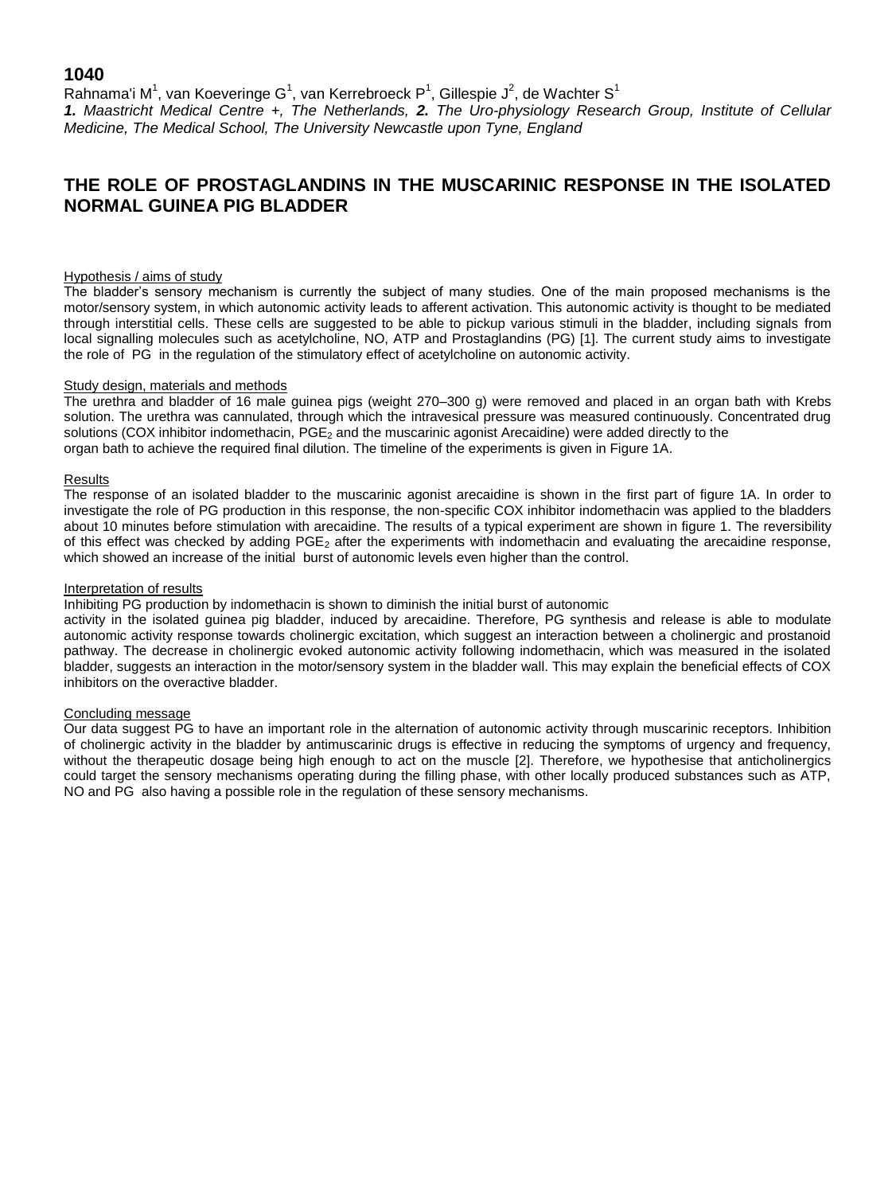**1040**

Rahnama'i M[1], van Koeveringe G[1], van Kerrebroeck P[1], Gillespie J[2], de Wachter S[1]

***1.** Maastricht Medical Centre +, The Netherlands, **2.** The Uro-physiology Research Group, Institute of Cellular Medicine, The Medical School, The University Newcastle upon Tyne, England*

# THE ROLE OF PROSTAGLANDINS IN THE MUSCARINIC RESPONSE IN THE ISOLATED NORMAL GUINEA PIG BLADDER

## Hypothesis / aims of study

The bladder's sensory mechanism is currently the subject of many studies. One of the main proposed mechanisms is the motor/sensory system, in which autonomic activity leads to afferent activation. This autonomic activity is thought to be mediated through interstitial cells. These cells are suggested to be able to pickup various stimuli in the bladder, including signals from local signalling molecules such as acetylcholine, NO, ATP and Prostaglandins (PG) [1]. The current study aims to investigate the role of PG in the regulation of the stimulatory effect of acetylcholine on autonomic activity.

## Study design, materials and methods

The urethra and bladder of 16 male guinea pigs (weight 270–300 g) were removed and placed in an organ bath with Krebs solution. The urethra was cannulated, through which the intravesical pressure was measured continuously. Concentrated drug solutions (COX inhibitor indomethacin, $PGE_2$ and the muscarinic agonist Arecaidine) were added directly to the organ bath to achieve the required final dilution. The timeline of the experiments is given in Figure 1A.

## Results

The response of an isolated bladder to the muscarinic agonist arecaidine is shown in the first part of figure 1A. In order to investigate the role of PG production in this response, the non-specific COX inhibitor indomethacin was applied to the bladders about 10 minutes before stimulation with arecaidine. The results of a typical experiment are shown in figure 1. The reversibility of this effect was checked by adding $PGE_2$ after the experiments with indomethacin and evaluating the arecaidine response, which showed an increase of the initial burst of autonomic levels even higher than the control.

## Interpretation of results

Inhibiting PG production by indomethacin is shown to diminish the initial burst of autonomic activity in the isolated guinea pig bladder, induced by arecaidine. Therefore, PG synthesis and release is able to modulate autonomic activity response towards cholinergic excitation, which suggest an interaction between a cholinergic and prostanoid pathway. The decrease in cholinergic evoked autonomic activity following indomethacin, which was measured in the isolated bladder, suggests an interaction in the motor/sensory system in the bladder wall. This may explain the beneficial effects of COX inhibitors on the overactive bladder.

## Concluding message

Our data suggest PG to have an important role in the alternation of autonomic activity through muscarinic receptors. Inhibition of cholinergic activity in the bladder by antimuscarinic drugs is effective in reducing the symptoms of urgency and frequency, without the therapeutic dosage being high enough to act on the muscle [2]. Therefore, we hypothesise that anticholinergics could target the sensory mechanisms operating during the filling phase, with other locally produced substances such as ATP, NO and PG also having a possible role in the regulation of these sensory mechanisms.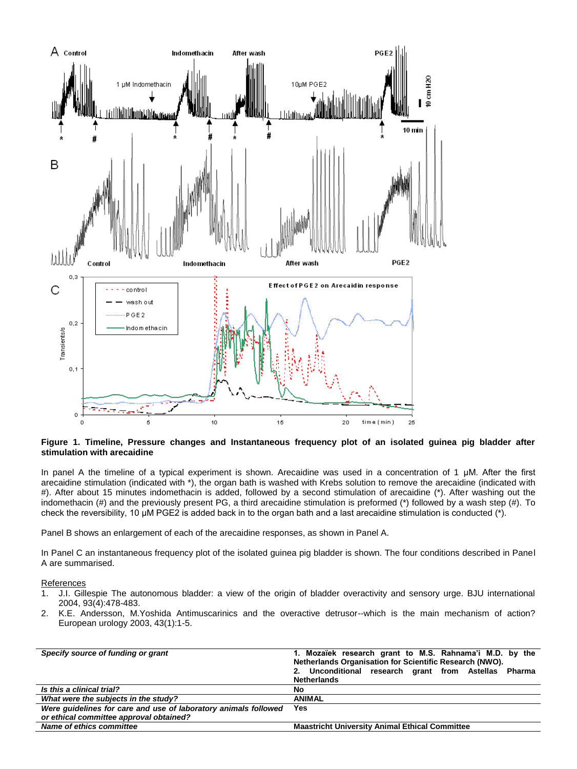A Control Indomethacin After wash PGE2

1 µM Indomethacin

10µM PGE2

10 cm H2O

10 min

\* # \* # \* # \*

B

Control Indomethacin After wash PGE2

C

Effect of PGE2 on Arecaidin response

control
wash out
PGE2
Indomethacin

Transients/s

0,3
0,2
0,1
0

0 5 10 15 20 time (min) 25

**Figure 1. Timeline, Pressure changes and Instantaneous frequency plot of an isolated guinea pig bladder after stimulation with arecaidine**

In panel A the timeline of a typical experiment is shown. Arecaidine was used in a concentration of 1 µM. After the first arecaidine stimulation (indicated with *), the organ bath is washed with Krebs solution to remove the arecaidine (indicated with #). After about 15 minutes indomethacin is added, followed by a second stimulation of arecaidine (*). After washing out the indomethacin (#) and the previously present PG, a third arecaidine stimulation is preformed (*) followed by a wash step (#). To check the reversibility, 10 µM PGE2 is added back in to the organ bath and a last arecaidine stimulation is conducted (*).

Panel B shows an enlargement of each of the arecaidine responses, as shown in Panel A.

In Panel C an instantaneous frequency plot of the isolated guinea pig bladder is shown. The four conditions described in Panel A are summarised.

References

1. J.I. Gillespie The autonomous bladder: a view of the origin of bladder overactivity and sensory urge. BJU international 2004, 93(4):478-483.
2. K.E. Andersson, M.Yoshida Antimuscarinics and the overactive detrusor--which is the main mechanism of action? European urology 2003, 43(1):1-5.

| | |
|---|---|
| ***Specify source of funding or grant*** | **1. Mozaïek research grant to M.S. Rahnama'i M.D. by the Netherlands Organisation for Scientific Research (NWO).** **2. Unconditional research grant from Astellas Pharma Netherlands** |
| ***Is this a clinical trial?*** | **No** |
| ***What were the subjects in the study?*** | **ANIMAL** |
| ***Were guidelines for care and use of laboratory animals followed or ethical committee approval obtained?*** | **Yes** |
| ***Name of ethics committee*** | **Maastricht University Animal Ethical Committee** |